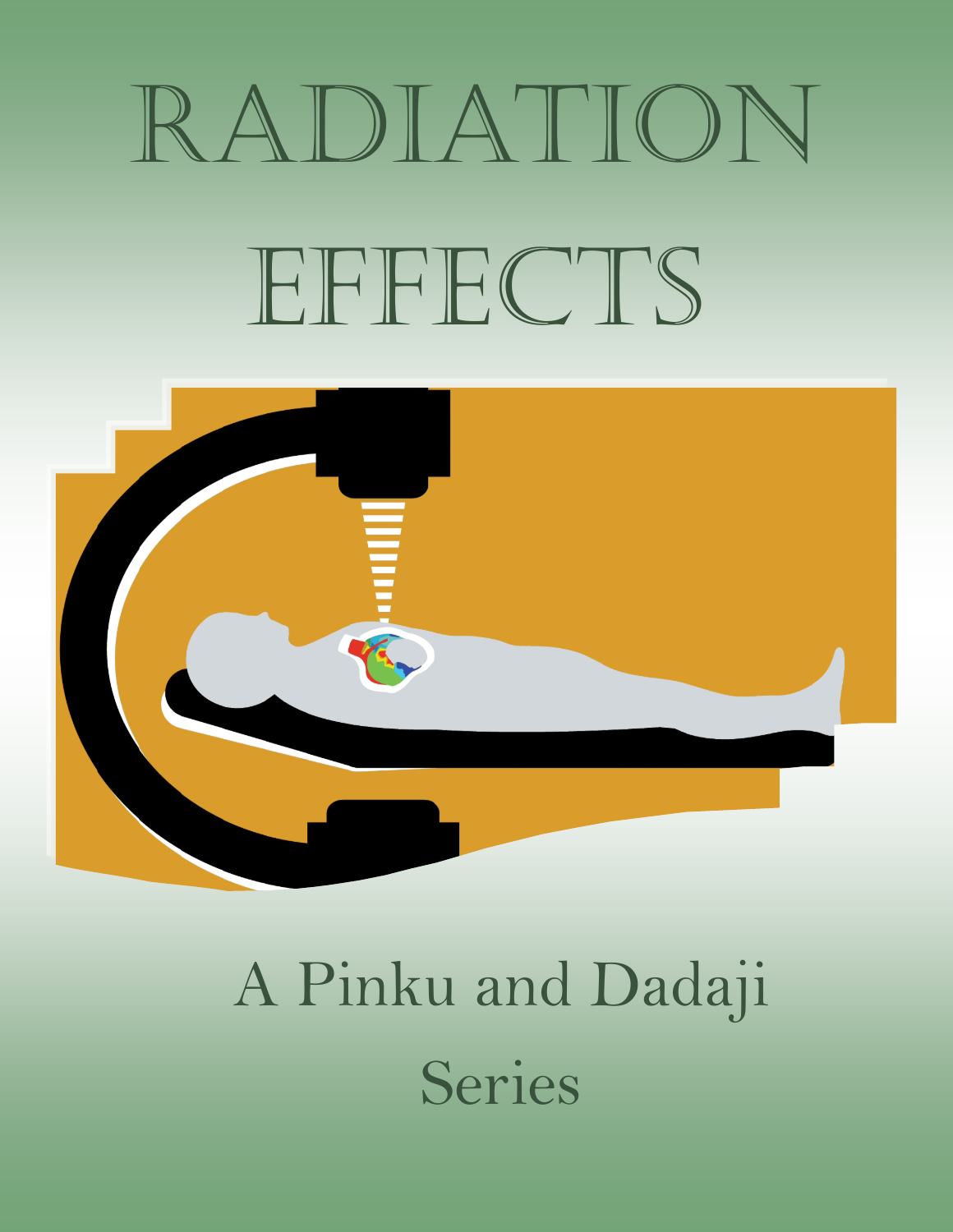# RADIATION EFFECTS

A Pinku and Dadaji Series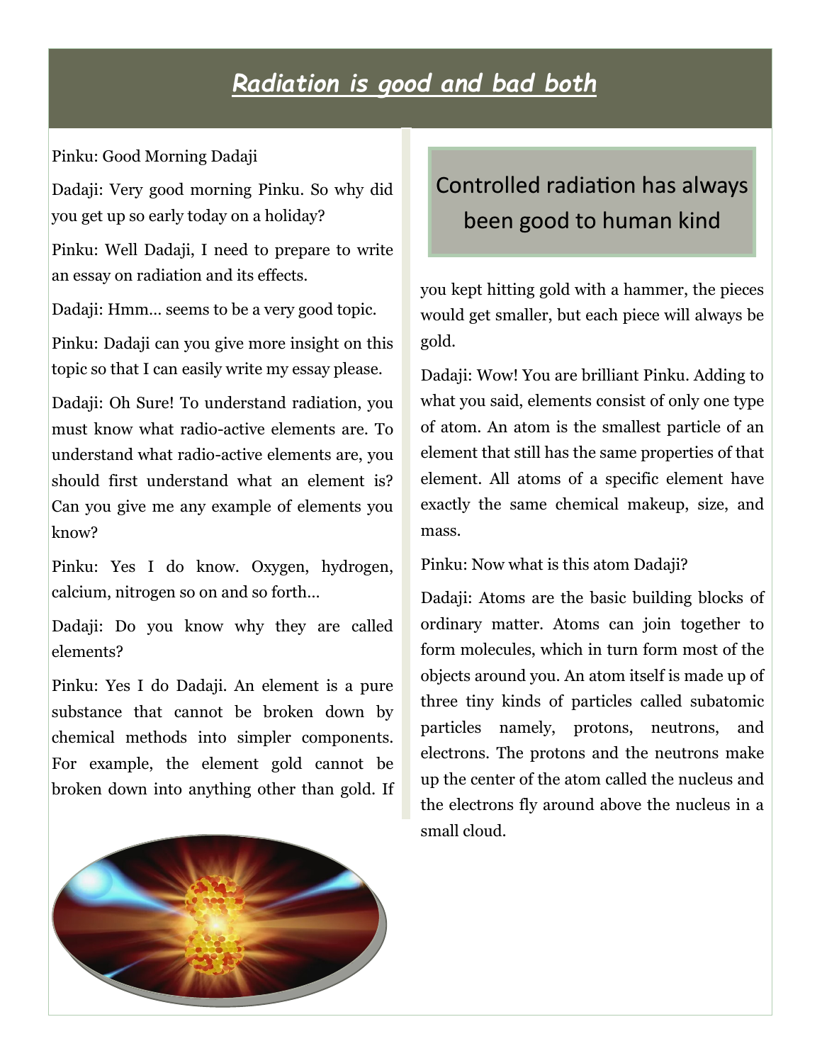# *Radiation is good and bad both*

Pinku: Good Morning Dadaji

Dadaji: Very good morning Pinku. So why did you get up so early today on a holiday?

Pinku: Well Dadaji, I need to prepare to write an essay on radiation and its effects.

Dadaji: Hmm… seems to be a very good topic.

Pinku: Dadaji can you give more insight on this topic so that I can easily write my essay please.

Dadaji: Oh Sure! To understand radiation, you must know what radio-active elements are. To understand what radio-active elements are, you should first understand what an element is? Can you give me any example of elements you know?

Pinku: Yes I do know. Oxygen, hydrogen, calcium, nitrogen so on and so forth…

Dadaji: Do you know why they are called elements?

Pinku: Yes I do Dadaji. An element is a pure substance that cannot be broken down by chemical methods into simpler components. For example, the element gold cannot be broken down into anything other than gold. If you kept hitting gold with a hammer, the pieces would get smaller, but each piece will always be gold.

> Controlled radiation has always been good to human kind

Dadaji: Wow! You are brilliant Pinku. Adding to what you said, elements consist of only one type of atom. An atom is the smallest particle of an element that still has the same properties of that element. All atoms of a specific element have exactly the same chemical makeup, size, and mass.

Pinku: Now what is this atom Dadaji?

Dadaji: Atoms are the basic building blocks of ordinary matter. Atoms can join together to form molecules, which in turn form most of the objects around you. An atom itself is made up of three tiny kinds of particles called subatomic particles namely, protons, neutrons, and electrons. The protons and the neutrons make up the center of the atom called the nucleus and the electrons fly around above the nucleus in a small cloud.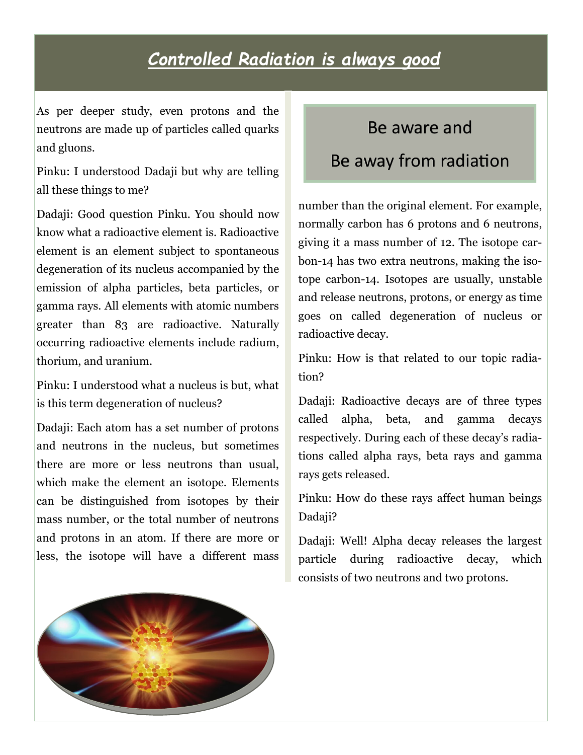# *Controlled Radiation is always good*

As per deeper study, even protons and the neutrons are made up of particles called quarks and gluons.

Pinku: I understood Dadaji but why are telling all these things to me?

Dadaji: Good question Pinku. You should now know what a radioactive element is. Radioactive element is an element subject to spontaneous degeneration of its nucleus accompanied by the emission of alpha particles, beta particles, or gamma rays. All elements with atomic numbers greater than 83 are radioactive. Naturally occurring radioactive elements include radium, thorium, and uranium.

Pinku: I understood what a nucleus is but, what is this term degeneration of nucleus?

Dadaji: Each atom has a set number of protons and neutrons in the nucleus, but sometimes there are more or less neutrons than usual, which make the element an isotope. Elements can be distinguished from isotopes by their mass number, or the total number of neutrons and protons in an atom. If there are more or less, the isotope will have a different mass number than the original element. For example, normally carbon has 6 protons and 6 neutrons, giving it a mass number of 12. The isotope carbon-14 has two extra neutrons, making the isotope carbon-14. Isotopes are usually, unstable and release neutrons, protons, or energy as time goes on called degeneration of nucleus or radioactive decay.

> Be aware and
>
> Be away from radiation

Pinku: How is that related to our topic radiation?

Dadaji: Radioactive decays are of three types called alpha, beta, and gamma decays respectively. During each of these decay's radiations called alpha rays, beta rays and gamma rays gets released.

Pinku: How do these rays affect human beings Dadaji?

Dadaji: Well! Alpha decay releases the largest particle during radioactive decay, which consists of two neutrons and two protons.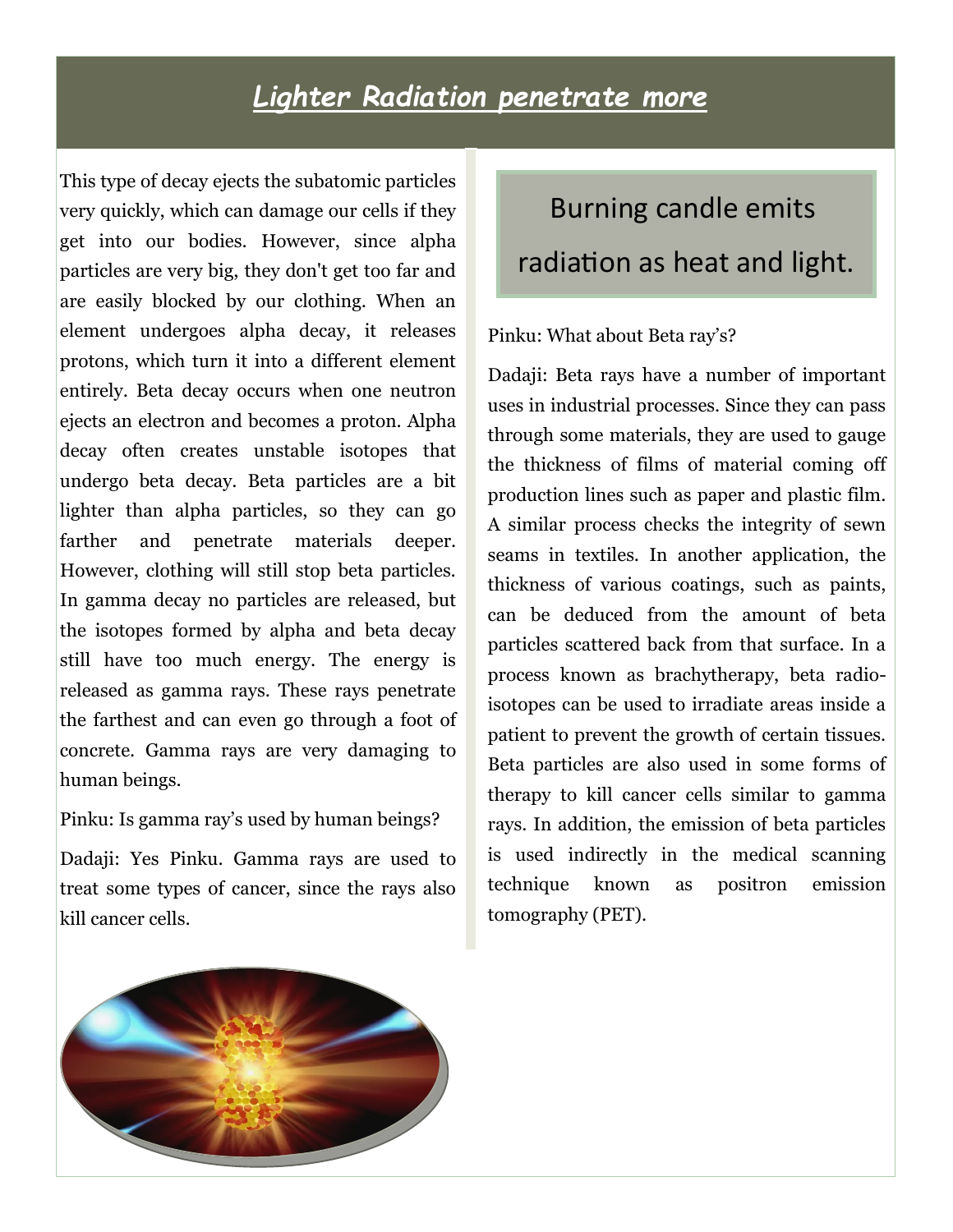# *Lighter Radiation penetrate more*

This type of decay ejects the subatomic particles very quickly, which can damage our cells if they get into our bodies. However, since alpha particles are very big, they don't get too far and are easily blocked by our clothing. When an element undergoes alpha decay, it releases protons, which turn it into a different element entirely. Beta decay occurs when one neutron ejects an electron and becomes a proton. Alpha decay often creates unstable isotopes that undergo beta decay. Beta particles are a bit lighter than alpha particles, so they can go farther and penetrate materials deeper. However, clothing will still stop beta particles. In gamma decay no particles are released, but the isotopes formed by alpha and beta decay still have too much energy. The energy is released as gamma rays. These rays penetrate the farthest and can even go through a foot of concrete. Gamma rays are very damaging to human beings.

Pinku: Is gamma ray's used by human beings?

Dadaji: Yes Pinku. Gamma rays are used to treat some types of cancer, since the rays also kill cancer cells.

> Burning candle emits radiation as heat and light.

Pinku: What about Beta ray's?

Dadaji: Beta rays have a number of important uses in industrial processes. Since they can pass through some materials, they are used to gauge the thickness of films of material coming off production lines such as paper and plastic film. A similar process checks the integrity of sewn seams in textiles. In another application, the thickness of various coatings, such as paints, can be deduced from the amount of beta particles scattered back from that surface. In a process known as brachytherapy, beta radio-isotopes can be used to irradiate areas inside a patient to prevent the growth of certain tissues. Beta particles are also used in some forms of therapy to kill cancer cells similar to gamma rays. In addition, the emission of beta particles is used indirectly in the medical scanning technique known as positron emission tomography (PET).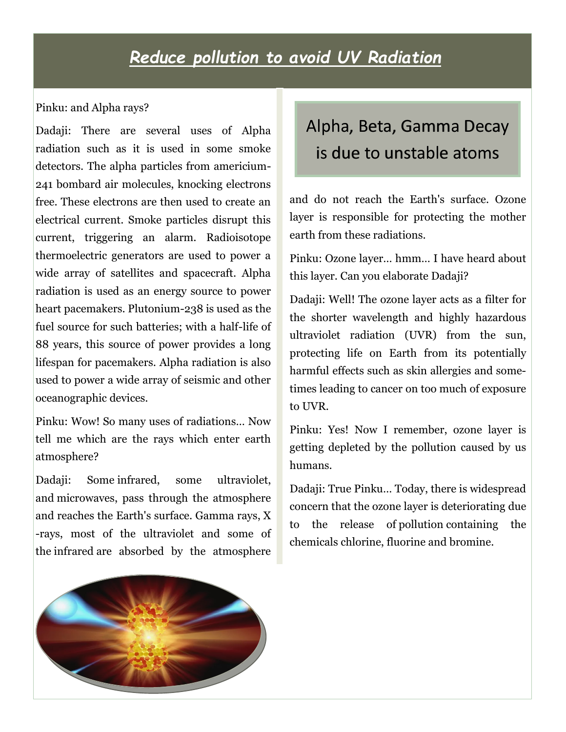# *Reduce pollution to avoid UV Radiation*

Pinku: and Alpha rays?

Dadaji: There are several uses of Alpha radiation such as it is used in some smoke detectors. The alpha particles from americium-241 bombard air molecules, knocking electrons free. These electrons are then used to create an electrical current. Smoke particles disrupt this current, triggering an alarm. Radioisotope thermoelectric generators are used to power a wide array of satellites and spacecraft. Alpha radiation is used as an energy source to power heart pacemakers. Plutonium-238 is used as the fuel source for such batteries; with a half-life of 88 years, this source of power provides a long lifespan for pacemakers. Alpha radiation is also used to power a wide array of seismic and other oceanographic devices.

Pinku: Wow! So many uses of radiations… Now tell me which are the rays which enter earth atmosphere?

Dadaji: Some infrared, some ultraviolet, and microwaves, pass through the atmosphere and reaches the Earth's surface. Gamma rays, X-rays, most of the ultraviolet and some of the infrared are absorbed by the atmosphere and do not reach the Earth's surface. Ozone layer is responsible for protecting the mother earth from these radiations.

## Alpha, Beta, Gamma Decay is due to unstable atoms

Pinku: Ozone layer… hmm… I have heard about this layer. Can you elaborate Dadaji?

Dadaji: Well! The ozone layer acts as a filter for the shorter wavelength and highly hazardous ultraviolet radiation (UVR) from the sun, protecting life on Earth from its potentially harmful effects such as skin allergies and sometimes leading to cancer on too much of exposure to UVR.

Pinku: Yes! Now I remember, ozone layer is getting depleted by the pollution caused by us humans.

Dadaji: True Pinku… Today, there is widespread concern that the ozone layer is deteriorating due to the release of pollution containing the chemicals chlorine, fluorine and bromine.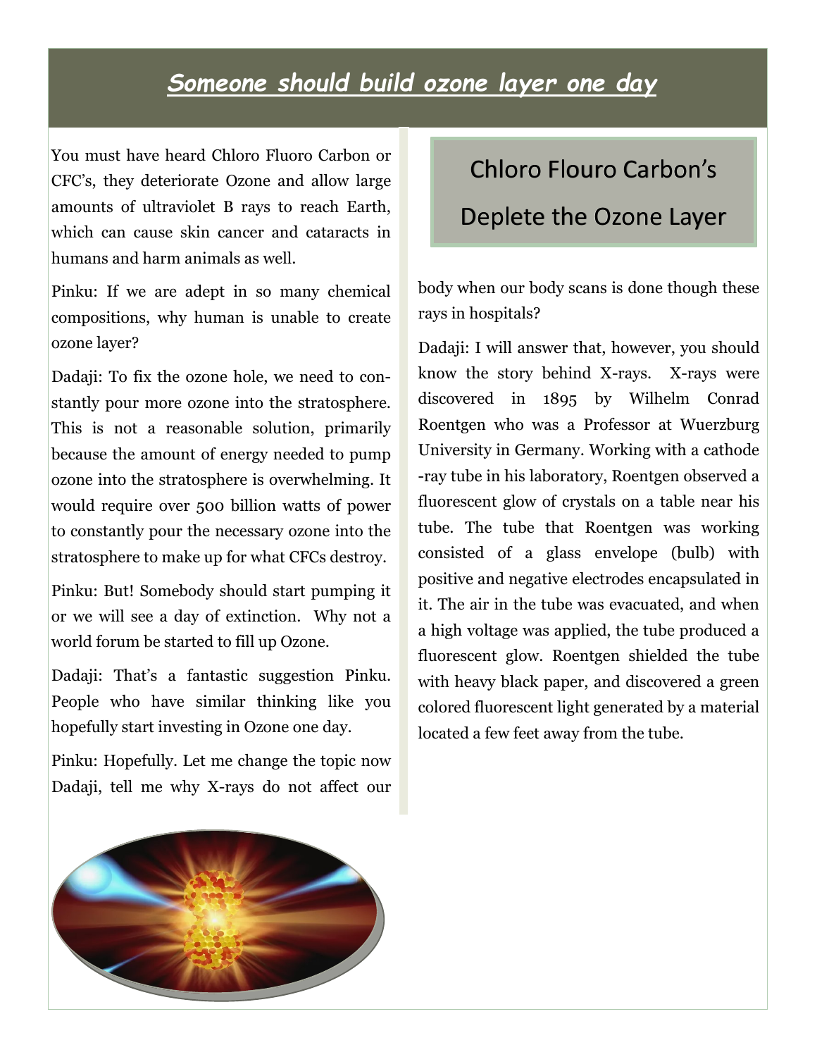## *Someone should build ozone layer one day*

You must have heard Chloro Fluoro Carbon or CFC's, they deteriorate Ozone and allow large amounts of ultraviolet B rays to reach Earth, which can cause skin cancer and cataracts in humans and harm animals as well.

Pinku: If we are adept in so many chemical compositions, why human is unable to create ozone layer?

Dadaji: To fix the ozone hole, we need to constantly pour more ozone into the stratosphere. This is not a reasonable solution, primarily because the amount of energy needed to pump ozone into the stratosphere is overwhelming. It would require over 500 billion watts of power to constantly pour the necessary ozone into the stratosphere to make up for what CFCs destroy.

Pinku: But! Somebody should start pumping it or we will see a day of extinction. Why not a world forum be started to fill up Ozone.

Dadaji: That's a fantastic suggestion Pinku. People who have similar thinking like you hopefully start investing in Ozone one day.

Pinku: Hopefully. Let me change the topic now Dadaji, tell me why X-rays do not affect our body when our body scans is done though these rays in hospitals?

> Chloro Flouro Carbon's Deplete the Ozone Layer

Dadaji: I will answer that, however, you should know the story behind X-rays. X-rays were discovered in 1895 by Wilhelm Conrad Roentgen who was a Professor at Wuerzburg University in Germany. Working with a cathode -ray tube in his laboratory, Roentgen observed a fluorescent glow of crystals on a table near his tube. The tube that Roentgen was working consisted of a glass envelope (bulb) with positive and negative electrodes encapsulated in it. The air in the tube was evacuated, and when a high voltage was applied, the tube produced a fluorescent glow. Roentgen shielded the tube with heavy black paper, and discovered a green colored fluorescent light generated by a material located a few feet away from the tube.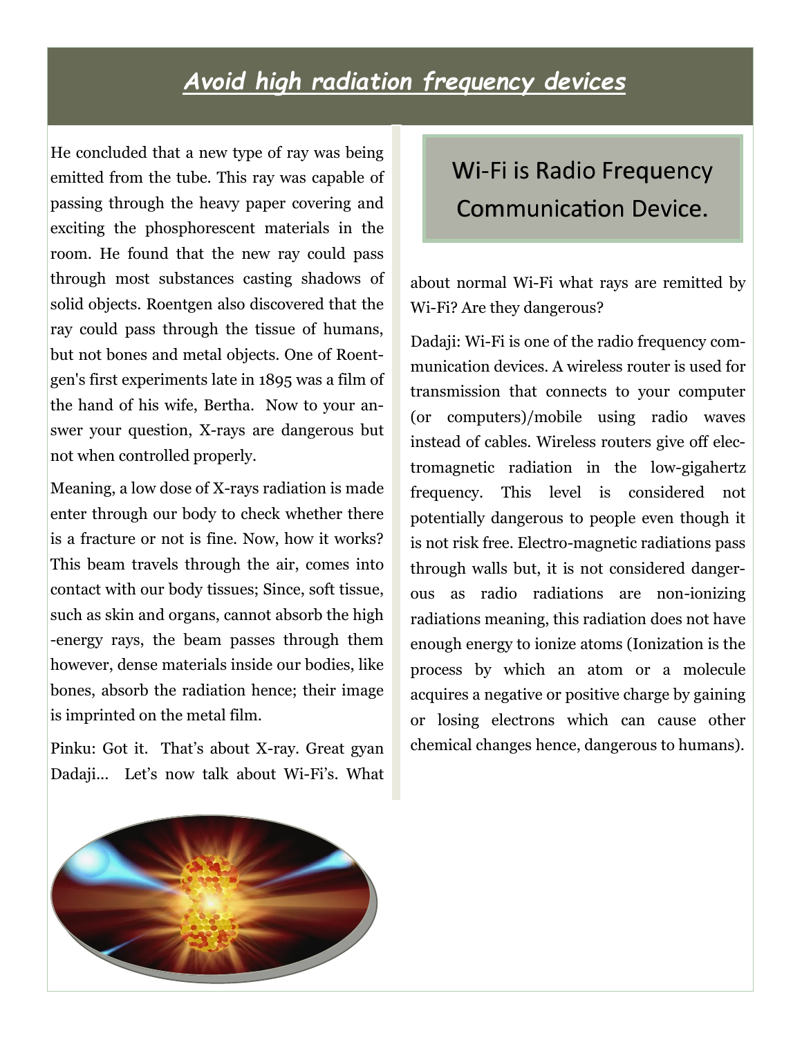# Avoid high radiation frequency devices

He concluded that a new type of ray was being emitted from the tube. This ray was capable of passing through the heavy paper covering and exciting the phosphorescent materials in the room. He found that the new ray could pass through most substances casting shadows of solid objects. Roentgen also discovered that the ray could pass through the tissue of humans, but not bones and metal objects. One of Roentgen's first experiments late in 1895 was a film of the hand of his wife, Bertha. Now to your answer your question, X-rays are dangerous but not when controlled properly.

Meaning, a low dose of X-rays radiation is made enter through our body to check whether there is a fracture or not is fine. Now, how it works? This beam travels through the air, comes into contact with our body tissues; Since, soft tissue, such as skin and organs, cannot absorb the high -energy rays, the beam passes through them however, dense materials inside our bodies, like bones, absorb the radiation hence; their image is imprinted on the metal film.

Pinku: Got it. That's about X-ray. Great gyan Dadaji... Let's now talk about Wi-Fi's. What about normal Wi-Fi what rays are remitted by Wi-Fi? Are they dangerous?

## Wi-Fi is Radio Frequency Communication Device.

Dadaji: Wi-Fi is one of the radio frequency communication devices. A wireless router is used for transmission that connects to your computer (or computers)/mobile using radio waves instead of cables. Wireless routers give off electromagnetic radiation in the low-gigahertz frequency. This level is considered not potentially dangerous to people even though it is not risk free. Electro-magnetic radiations pass through walls but, it is not considered dangerous as radio radiations are non-ionizing radiations meaning, this radiation does not have enough energy to ionize atoms (Ionization is the process by which an atom or a molecule acquires a negative or positive charge by gaining or losing electrons which can cause other chemical changes hence, dangerous to humans).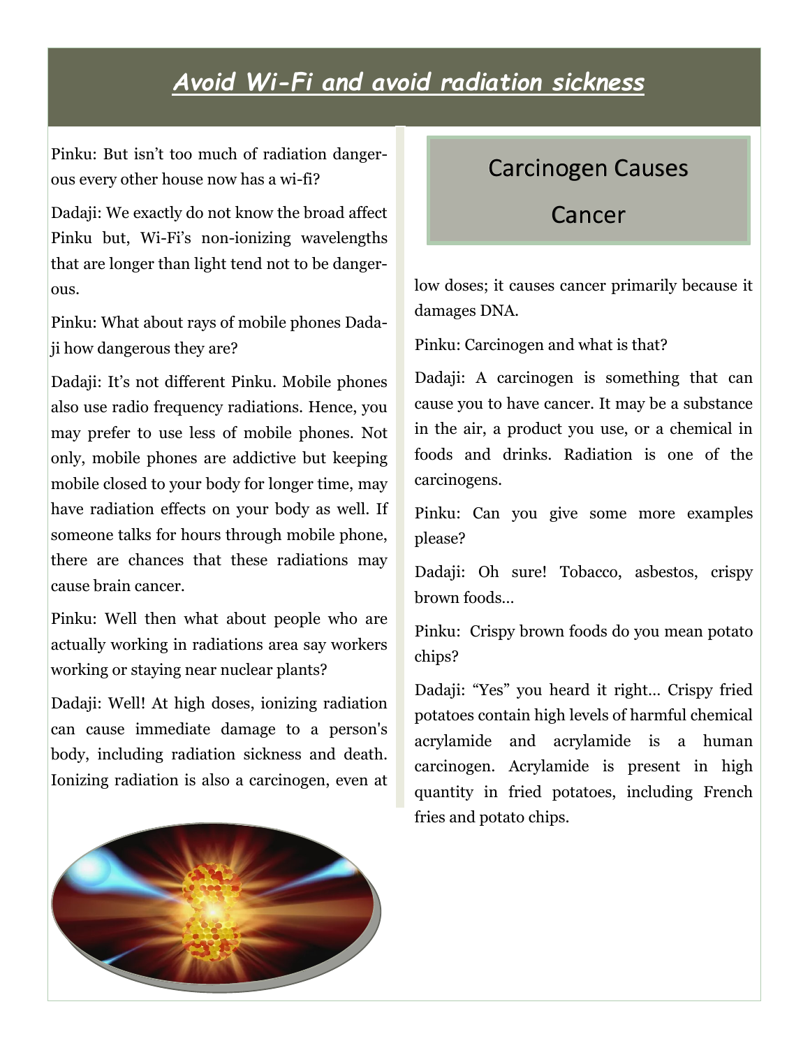# *Avoid Wi-Fi and avoid radiation sickness*

Pinku: But isn't too much of radiation dangerous every other house now has a wi-fi?

Dadaji: We exactly do not know the broad affect Pinku but, Wi-Fi's non-ionizing wavelengths that are longer than light tend not to be dangerous.

Pinku: What about rays of mobile phones Dadaji how dangerous they are?

Dadaji: It's not different Pinku. Mobile phones also use radio frequency radiations. Hence, you may prefer to use less of mobile phones. Not only, mobile phones are addictive but keeping mobile closed to your body for longer time, may have radiation effects on your body as well. If someone talks for hours through mobile phone, there are chances that these radiations may cause brain cancer.

Pinku: Well then what about people who are actually working in radiations area say workers working or staying near nuclear plants?

Dadaji: Well! At high doses, ionizing radiation can cause immediate damage to a person's body, including radiation sickness and death. Ionizing radiation is also a carcinogen, even at low doses; it causes cancer primarily because it damages DNA.

## Carcinogen Causes Cancer

Pinku: Carcinogen and what is that?

Dadaji: A carcinogen is something that can cause you to have cancer. It may be a substance in the air, a product you use, or a chemical in foods and drinks. Radiation is one of the carcinogens.

Pinku: Can you give some more examples please?

Dadaji: Oh sure! Tobacco, asbestos, crispy brown foods...

Pinku: Crispy brown foods do you mean potato chips?

Dadaji: "Yes" you heard it right... Crispy fried potatoes contain high levels of harmful chemical acrylamide and acrylamide is a human carcinogen. Acrylamide is present in high quantity in fried potatoes, including French fries and potato chips.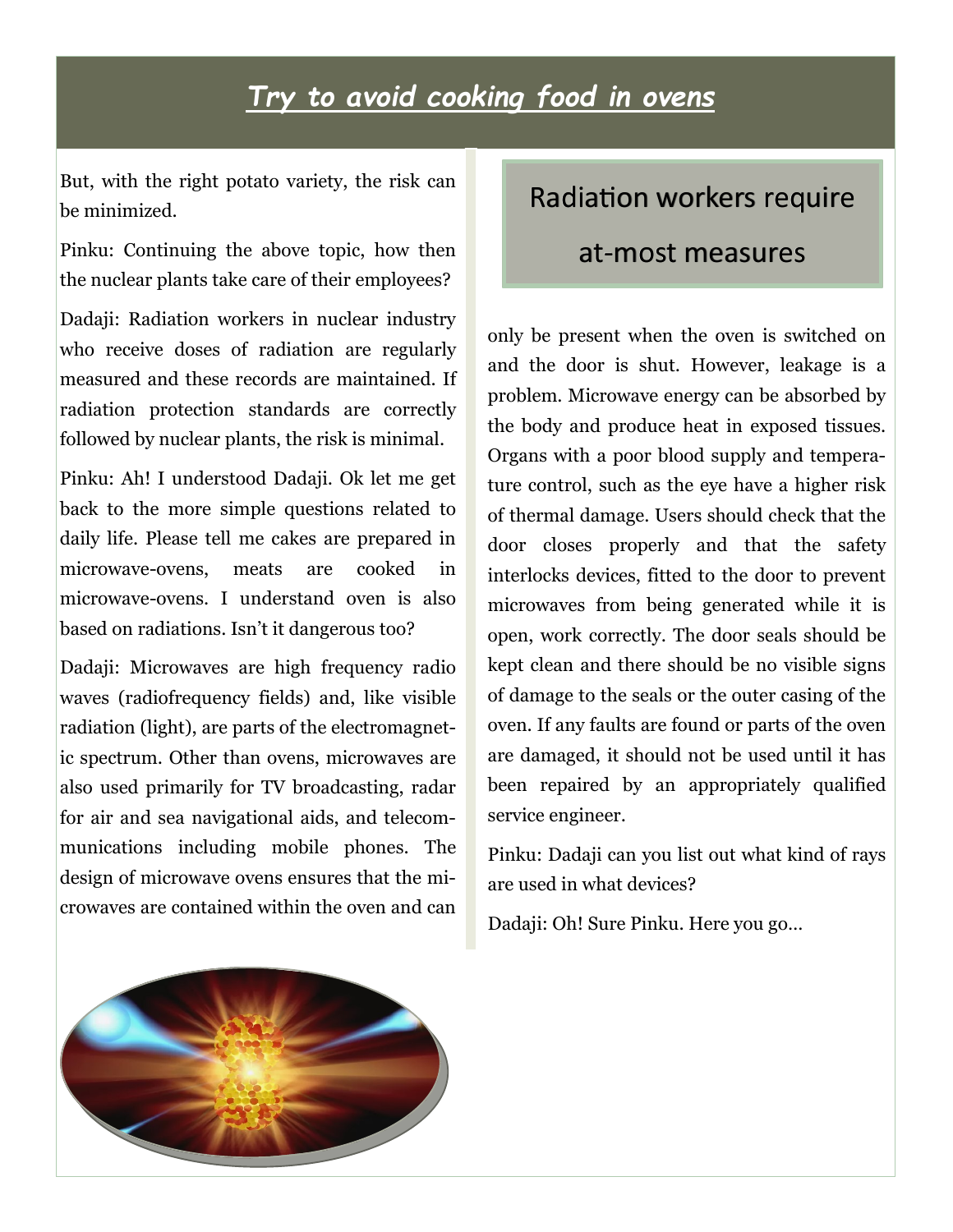# *Try to avoid cooking food in ovens*

But, with the right potato variety, the risk can be minimized.

Pinku: Continuing the above topic, how then the nuclear plants take care of their employees?

Dadaji: Radiation workers in nuclear industry who receive doses of radiation are regularly measured and these records are maintained. If radiation protection standards are correctly followed by nuclear plants, the risk is minimal.

Pinku: Ah! I understood Dadaji. Ok let me get back to the more simple questions related to daily life. Please tell me cakes are prepared in microwave-ovens, meats are cooked in microwave-ovens. I understand oven is also based on radiations. Isn't it dangerous too?

Dadaji: Microwaves are high frequency radio waves (radiofrequency fields) and, like visible radiation (light), are parts of the electromagnetic spectrum. Other than ovens, microwaves are also used primarily for TV broadcasting, radar for air and sea navigational aids, and telecommunications including mobile phones. The design of microwave ovens ensures that the microwaves are contained within the oven and can only be present when the oven is switched on and the door is shut. However, leakage is a problem. Microwave energy can be absorbed by the body and produce heat in exposed tissues. Organs with a poor blood supply and temperature control, such as the eye have a higher risk of thermal damage. Users should check that the door closes properly and that the safety interlocks devices, fitted to the door to prevent microwaves from being generated while it is open, work correctly. The door seals should be kept clean and there should be no visible signs of damage to the seals or the outer casing of the oven. If any faults are found or parts of the oven are damaged, it should not be used until it has been repaired by an appropriately qualified service engineer.

> Radiation workers require at-most measures

Pinku: Dadaji can you list out what kind of rays are used in what devices?

Dadaji: Oh! Sure Pinku. Here you go…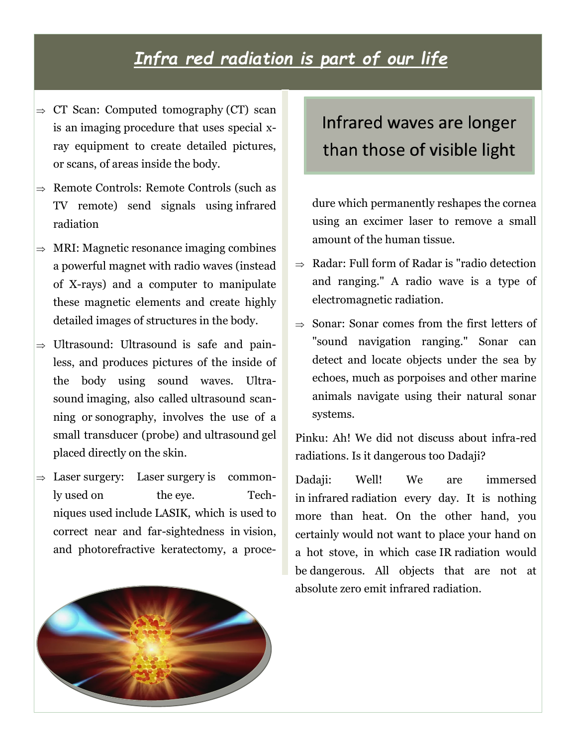# *Infra red radiation is part of our life*

- ⇒ CT Scan: Computed tomography (CT) scan is an imaging procedure that uses special x-ray equipment to create detailed pictures, or scans, of areas inside the body.
- ⇒ Remote Controls: Remote Controls (such as TV remote) send signals using infrared radiation
- ⇒ MRI: Magnetic resonance imaging combines a powerful magnet with radio waves (instead of X-rays) and a computer to manipulate these magnetic elements and create highly detailed images of structures in the body.
- ⇒ Ultrasound: Ultrasound is safe and painless, and produces pictures of the inside of the body using sound waves. Ultrasound imaging, also called ultrasound scanning or sonography, involves the use of a small transducer (probe) and ultrasound gel placed directly on the skin.
- ⇒ Laser surgery: Laser surgery is commonly used on the eye. Techniques used include LASIK, which is used to correct near and far-sightedness in vision, and photorefractive keratectomy, a procedure which permanently reshapes the cornea using an excimer laser to remove a small amount of the human tissue.

**Infrared waves are longer than those of visible light**

- ⇒ Radar: Full form of Radar is "radio detection and ranging." A radio wave is a type of electromagnetic radiation.
- ⇒ Sonar: Sonar comes from the first letters of "sound navigation ranging." Sonar can detect and locate objects under the sea by echoes, much as porpoises and other marine animals navigate using their natural sonar systems.

Pinku: Ah! We did not discuss about infra-red radiations. Is it dangerous too Dadaji?

Dadaji: Well! We are immersed in infrared radiation every day. It is nothing more than heat. On the other hand, you certainly would not want to place your hand on a hot stove, in which case IR radiation would be dangerous. All objects that are not at absolute zero emit infrared radiation.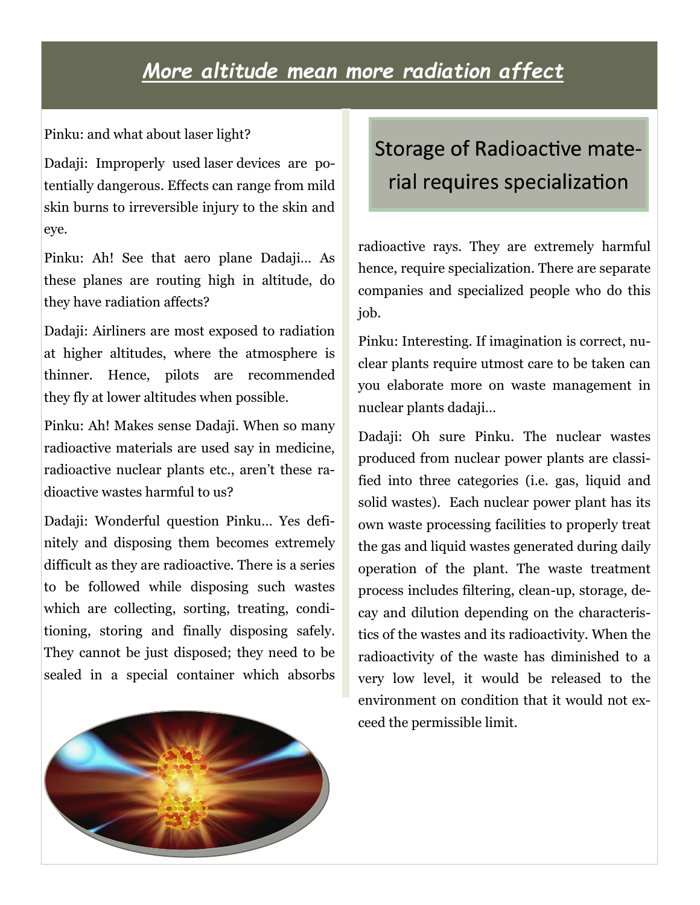# *More altitude mean more radiation affect*

Pinku: and what about laser light?

Dadaji: Improperly used laser devices are potentially dangerous. Effects can range from mild skin burns to irreversible injury to the skin and eye.

Pinku: Ah! See that aero plane Dadaji… As these planes are routing high in altitude, do they have radiation affects?

Dadaji: Airliners are most exposed to radiation at higher altitudes, where the atmosphere is thinner. Hence, pilots are recommended they fly at lower altitudes when possible.

Pinku: Ah! Makes sense Dadaji. When so many radioactive materials are used say in medicine, radioactive nuclear plants etc., aren't these radioactive wastes harmful to us?

Dadaji: Wonderful question Pinku… Yes definitely and disposing them becomes extremely difficult as they are radioactive. There is a series to be followed while disposing such wastes which are collecting, sorting, treating, conditioning, storing and finally disposing safely. They cannot be just disposed; they need to be sealed in a special container which absorbs radioactive rays. They are extremely harmful hence, require specialization. There are separate companies and specialized people who do this job.

## Storage of Radioactive material requires specialization

Pinku: Interesting. If imagination is correct, nuclear plants require utmost care to be taken can you elaborate more on waste management in nuclear plants dadaji…

Dadaji: Oh sure Pinku. The nuclear wastes produced from nuclear power plants are classified into three categories (i.e. gas, liquid and solid wastes). Each nuclear power plant has its own waste processing facilities to properly treat the gas and liquid wastes generated during daily operation of the plant. The waste treatment process includes filtering, clean-up, storage, decay and dilution depending on the characteristics of the wastes and its radioactivity. When the radioactivity of the waste has diminished to a very low level, it would be released to the environment on condition that it would not exceed the permissible limit.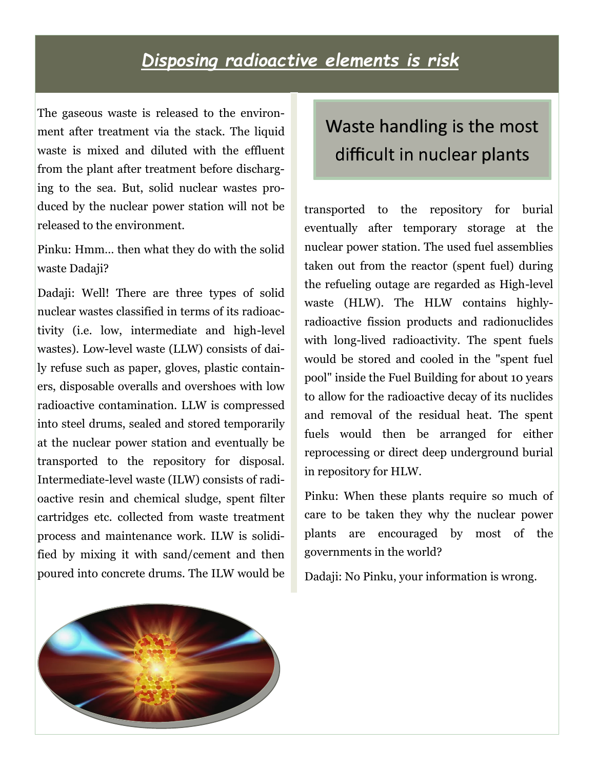# *Disposing radioactive elements is risk*

The gaseous waste is released to the environment after treatment via the stack. The liquid waste is mixed and diluted with the effluent from the plant after treatment before discharging to the sea. But, solid nuclear wastes produced by the nuclear power station will not be released to the environment.

Pinku: Hmm… then what they do with the solid waste Dadaji?

Dadaji: Well! There are three types of solid nuclear wastes classified in terms of its radioactivity (i.e. low, intermediate and high-level wastes). Low-level waste (LLW) consists of daily refuse such as paper, gloves, plastic containers, disposable overalls and overshoes with low radioactive contamination. LLW is compressed into steel drums, sealed and stored temporarily at the nuclear power station and eventually be transported to the repository for disposal. Intermediate-level waste (ILW) consists of radioactive resin and chemical sludge, spent filter cartridges etc. collected from waste treatment process and maintenance work. ILW is solidified by mixing it with sand/cement and then poured into concrete drums. The ILW would be transported to the repository for burial eventually after temporary storage at the nuclear power station. The used fuel assemblies taken out from the reactor (spent fuel) during the refueling outage are regarded as High-level waste (HLW). The HLW contains highly-radioactive fission products and radionuclides with long-lived radioactivity. The spent fuels would be stored and cooled in the "spent fuel pool" inside the Fuel Building for about 10 years to allow for the radioactive decay of its nuclides and removal of the residual heat. The spent fuels would then be arranged for either reprocessing or direct deep underground burial in repository for HLW.

## Waste handling is the most difficult in nuclear plants

Pinku: When these plants require so much of care to be taken they why the nuclear power plants are encouraged by most of the governments in the world?

Dadaji: No Pinku, your information is wrong.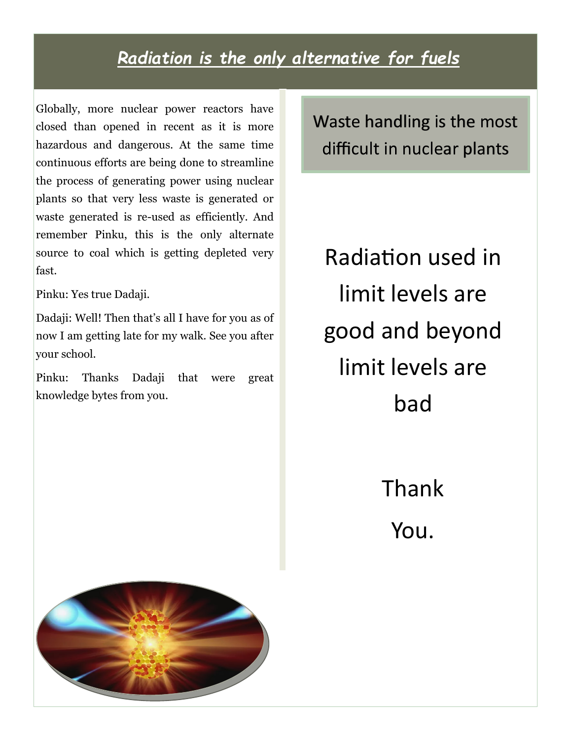## *Radiation is the only alternative for fuels*

Globally, more nuclear power reactors have closed than opened in recent as it is more hazardous and dangerous. At the same time continuous efforts are being done to streamline the process of generating power using nuclear plants so that very less waste is generated or waste generated is re-used as efficiently. And remember Pinku, this is the only alternate source to coal which is getting depleted very fast.

Pinku: Yes true Dadaji.

Dadaji: Well! Then that's all I have for you as of now I am getting late for my walk. See you after your school.

Pinku: Thanks Dadaji that were great knowledge bytes from you.

Waste handling is the most difficult in nuclear plants

Radiation used in limit levels are good and beyond limit levels are bad

Thank You.